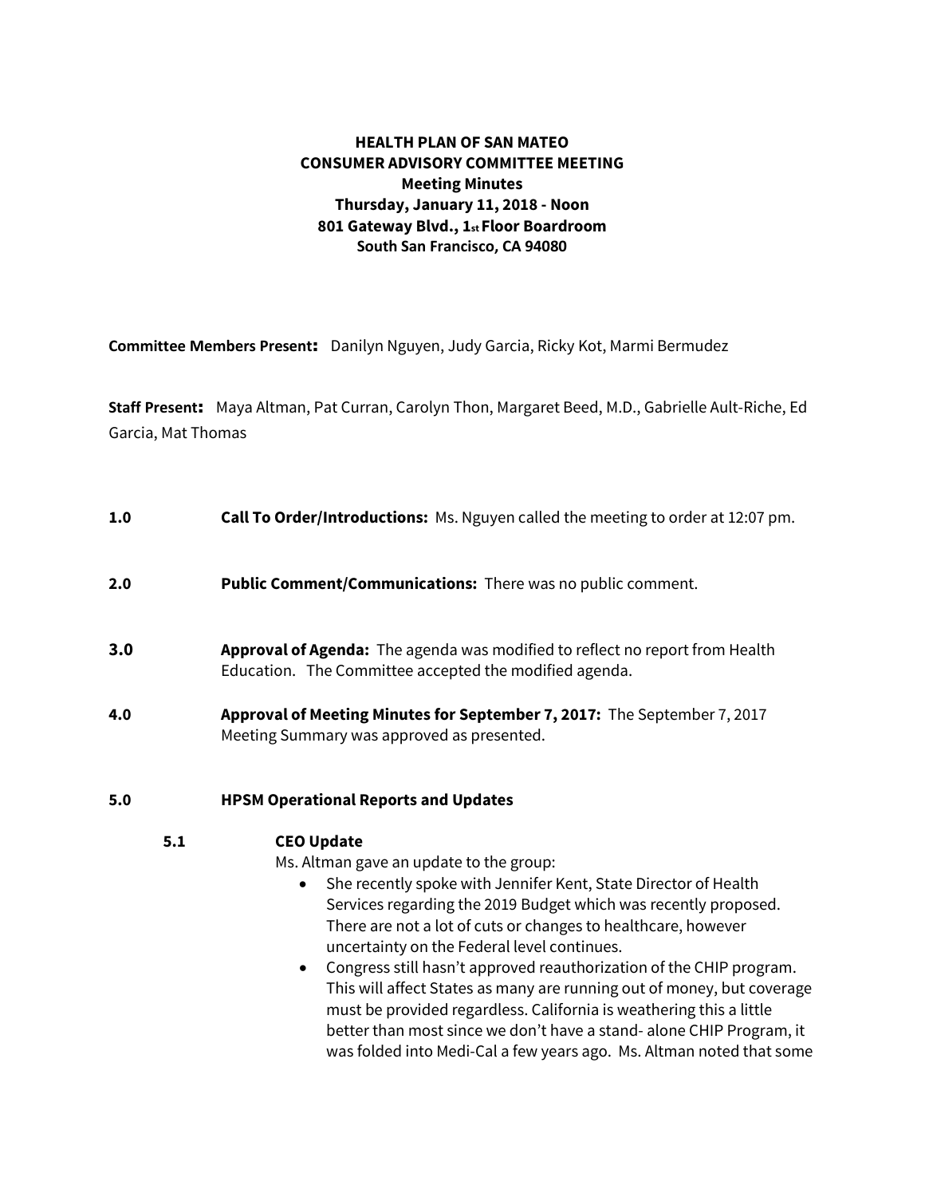**HEALTH PLAN OF SAN MATEO**
**CONSUMER ADVISORY COMMITTEE MEETING**
**Meeting Minutes**
**Thursday, January 11, 2018 - Noon**
**801 Gateway Blvd., 1st Floor Boardroom**
**South San Francisco, CA 94080**

**Committee Members Present:** Danilyn Nguyen, Judy Garcia, Ricky Kot, Marmi Bermudez

**Staff Present:** Maya Altman, Pat Curran, Carolyn Thon, Margaret Beed, M.D., Gabrielle Ault-Riche, Ed Garcia, Mat Thomas

**1.0 Call To Order/Introductions:** Ms. Nguyen called the meeting to order at 12:07 pm.

**2.0 Public Comment/Communications:** There was no public comment.

**3.0 Approval of Agenda:** The agenda was modified to reflect no report from Health Education. The Committee accepted the modified agenda.

**4.0 Approval of Meeting Minutes for September 7, 2017:** The September 7, 2017 Meeting Summary was approved as presented.

**5.0 HPSM Operational Reports and Updates**

**5.1 CEO Update**

Ms. Altman gave an update to the group:

- She recently spoke with Jennifer Kent, State Director of Health Services regarding the 2019 Budget which was recently proposed. There are not a lot of cuts or changes to healthcare, however uncertainty on the Federal level continues.
- Congress still hasn't approved reauthorization of the CHIP program. This will affect States as many are running out of money, but coverage must be provided regardless. California is weathering this a little better than most since we don't have a stand- alone CHIP Program, it was folded into Medi-Cal a few years ago. Ms. Altman noted that some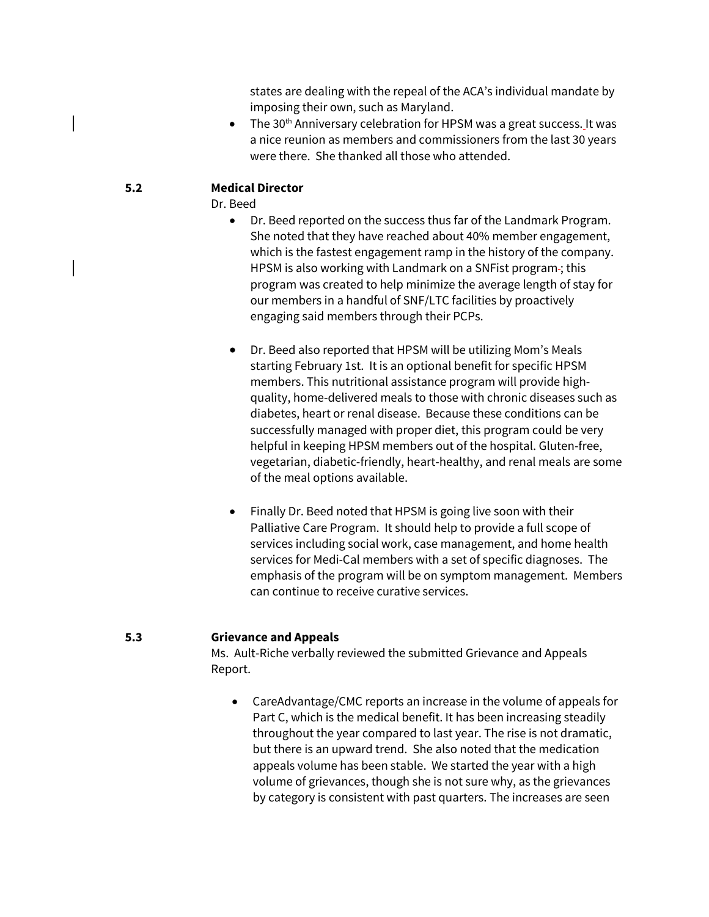states are dealing with the repeal of the ACA's individual mandate by imposing their own, such as Maryland.

- The 30th Anniversary celebration for HPSM was a great success. It was a nice reunion as members and commissioners from the last 30 years were there. She thanked all those who attended.

**5.2 Medical Director**

Dr. Beed

- Dr. Beed reported on the success thus far of the Landmark Program. She noted that they have reached about 40% member engagement, which is the fastest engagement ramp in the history of the company. HPSM is also working with Landmark on a SNFist program; this program was created to help minimize the average length of stay for our members in a handful of SNF/LTC facilities by proactively engaging said members through their PCPs.

- Dr. Beed also reported that HPSM will be utilizing Mom's Meals starting February 1st. It is an optional benefit for specific HPSM members. This nutritional assistance program will provide high-quality, home-delivered meals to those with chronic diseases such as diabetes, heart or renal disease. Because these conditions can be successfully managed with proper diet, this program could be very helpful in keeping HPSM members out of the hospital. Gluten-free, vegetarian, diabetic-friendly, heart-healthy, and renal meals are some of the meal options available.

- Finally Dr. Beed noted that HPSM is going live soon with their Palliative Care Program. It should help to provide a full scope of services including social work, case management, and home health services for Medi-Cal members with a set of specific diagnoses. The emphasis of the program will be on symptom management. Members can continue to receive curative services.

**5.3 Grievance and Appeals**

Ms. Ault-Riche verbally reviewed the submitted Grievance and Appeals Report.

- CareAdvantage/CMC reports an increase in the volume of appeals for Part C, which is the medical benefit. It has been increasing steadily throughout the year compared to last year. The rise is not dramatic, but there is an upward trend. She also noted that the medication appeals volume has been stable. We started the year with a high volume of grievances, though she is not sure why, as the grievances by category is consistent with past quarters. The increases are seen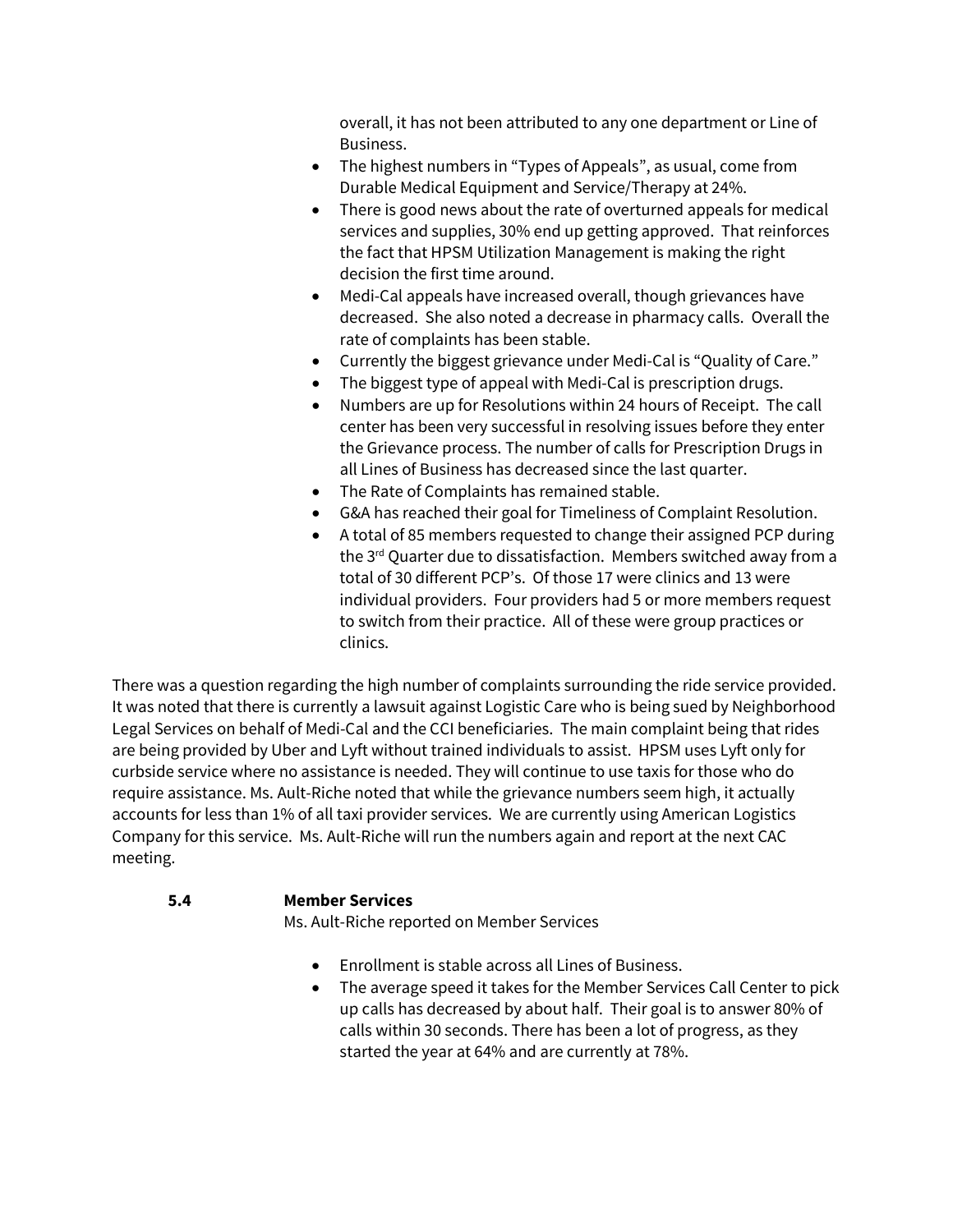overall, it has not been attributed to any one department or Line of Business.

- The highest numbers in "Types of Appeals", as usual, come from Durable Medical Equipment and Service/Therapy at 24%.
- There is good news about the rate of overturned appeals for medical services and supplies, 30% end up getting approved. That reinforces the fact that HPSM Utilization Management is making the right decision the first time around.
- Medi-Cal appeals have increased overall, though grievances have decreased. She also noted a decrease in pharmacy calls. Overall the rate of complaints has been stable.
- Currently the biggest grievance under Medi-Cal is "Quality of Care."
- The biggest type of appeal with Medi-Cal is prescription drugs.
- Numbers are up for Resolutions within 24 hours of Receipt. The call center has been very successful in resolving issues before they enter the Grievance process. The number of calls for Prescription Drugs in all Lines of Business has decreased since the last quarter.
- The Rate of Complaints has remained stable.
- G&A has reached their goal for Timeliness of Complaint Resolution.
- A total of 85 members requested to change their assigned PCP during the 3rd Quarter due to dissatisfaction. Members switched away from a total of 30 different PCP's. Of those 17 were clinics and 13 were individual providers. Four providers had 5 or more members request to switch from their practice. All of these were group practices or clinics.

There was a question regarding the high number of complaints surrounding the ride service provided. It was noted that there is currently a lawsuit against Logistic Care who is being sued by Neighborhood Legal Services on behalf of Medi-Cal and the CCI beneficiaries. The main complaint being that rides are being provided by Uber and Lyft without trained individuals to assist. HPSM uses Lyft only for curbside service where no assistance is needed. They will continue to use taxis for those who do require assistance. Ms. Ault-Riche noted that while the grievance numbers seem high, it actually accounts for less than 1% of all taxi provider services. We are currently using American Logistics Company for this service. Ms. Ault-Riche will run the numbers again and report at the next CAC meeting.

**5.4 Member Services**

Ms. Ault-Riche reported on Member Services

- Enrollment is stable across all Lines of Business.
- The average speed it takes for the Member Services Call Center to pick up calls has decreased by about half. Their goal is to answer 80% of calls within 30 seconds. There has been a lot of progress, as they started the year at 64% and are currently at 78%.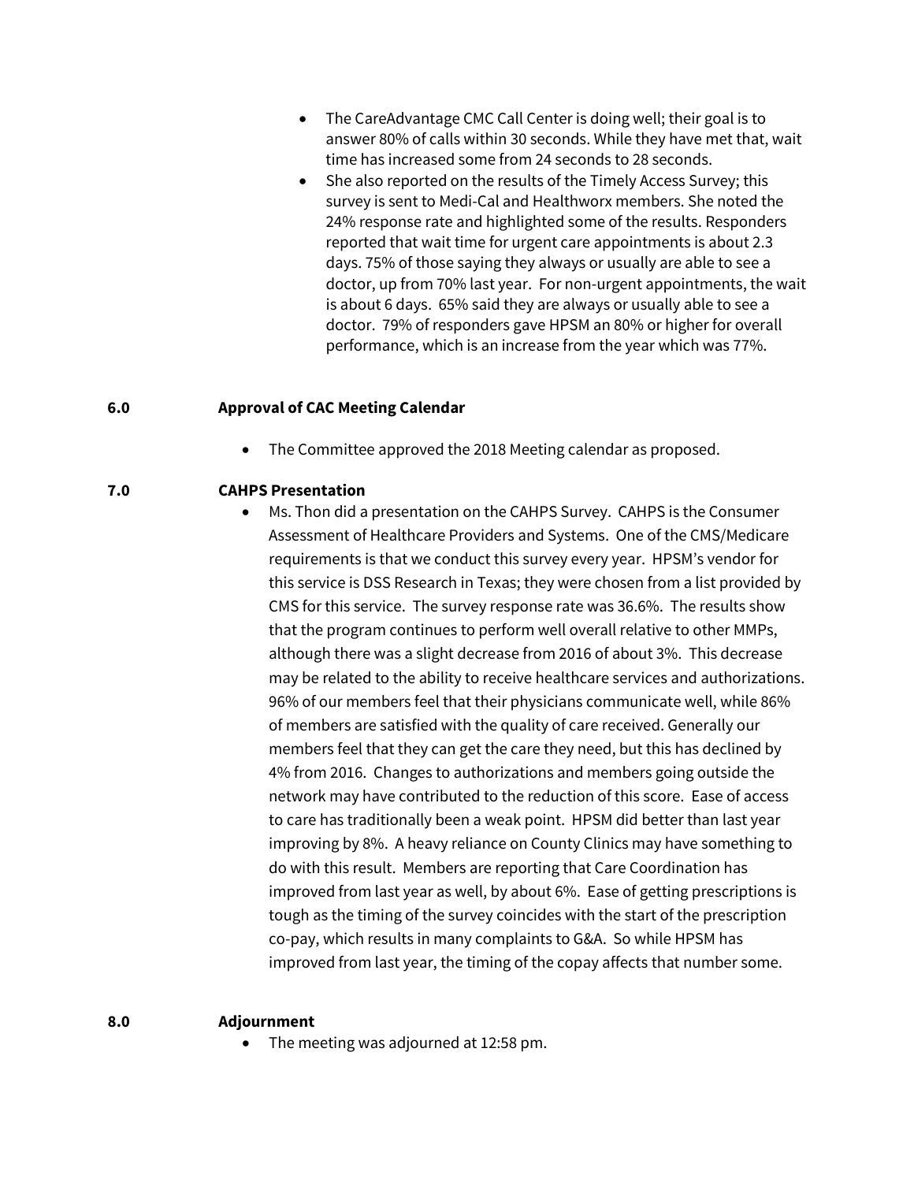- The CareAdvantage CMC Call Center is doing well; their goal is to answer 80% of calls within 30 seconds. While they have met that, wait time has increased some from 24 seconds to 28 seconds.
- She also reported on the results of the Timely Access Survey; this survey is sent to Medi-Cal and Healthworx members. She noted the 24% response rate and highlighted some of the results. Responders reported that wait time for urgent care appointments is about 2.3 days. 75% of those saying they always or usually are able to see a doctor, up from 70% last year. For non-urgent appointments, the wait is about 6 days. 65% said they are always or usually able to see a doctor. 79% of responders gave HPSM an 80% or higher for overall performance, which is an increase from the year which was 77%.

## 6.0 Approval of CAC Meeting Calendar

- The Committee approved the 2018 Meeting calendar as proposed.

## 7.0 CAHPS Presentation

- Ms. Thon did a presentation on the CAHPS Survey. CAHPS is the Consumer Assessment of Healthcare Providers and Systems. One of the CMS/Medicare requirements is that we conduct this survey every year. HPSM's vendor for this service is DSS Research in Texas; they were chosen from a list provided by CMS for this service. The survey response rate was 36.6%. The results show that the program continues to perform well overall relative to other MMPs, although there was a slight decrease from 2016 of about 3%. This decrease may be related to the ability to receive healthcare services and authorizations. 96% of our members feel that their physicians communicate well, while 86% of members are satisfied with the quality of care received. Generally our members feel that they can get the care they need, but this has declined by 4% from 2016. Changes to authorizations and members going outside the network may have contributed to the reduction of this score. Ease of access to care has traditionally been a weak point. HPSM did better than last year improving by 8%. A heavy reliance on County Clinics may have something to do with this result. Members are reporting that Care Coordination has improved from last year as well, by about 6%. Ease of getting prescriptions is tough as the timing of the survey coincides with the start of the prescription co-pay, which results in many complaints to G&A. So while HPSM has improved from last year, the timing of the copay affects that number some.

## 8.0 Adjournment

- The meeting was adjourned at 12:58 pm.